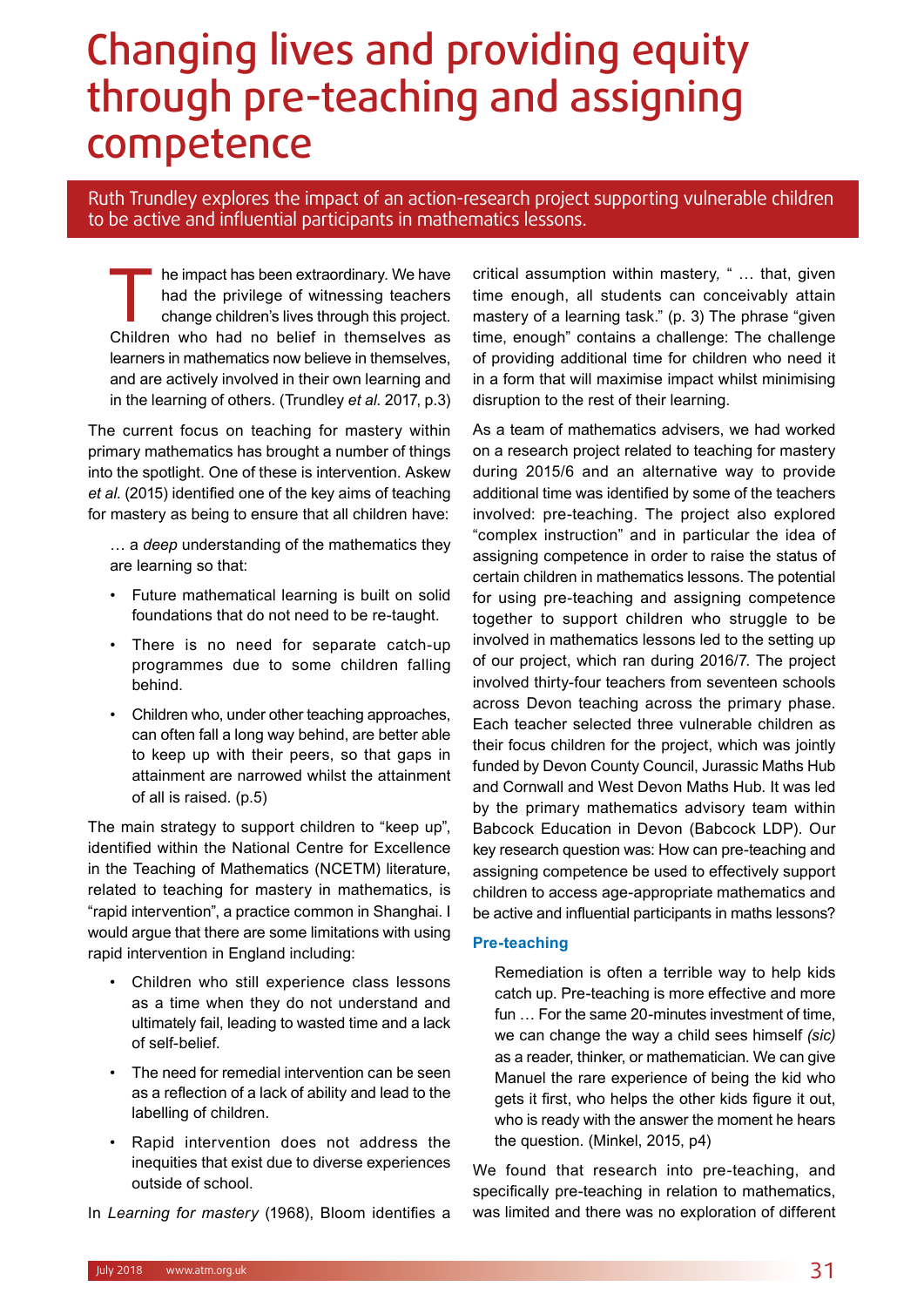# Changing lives and providing equity through pre-teaching and assigning competence

Ruth Trundley explores the impact of an action-research project supporting vulnerable children to be active and influential participants in mathematics lessons.

The impact has been extraordinary. We have had the privilege of witnessing teachers change children's lives through this project. Children who had no belief in themselves as learners in mathematics now believe in themselves, and are actively involved in their own learning and in the learning of others. (Trundley *et al.* 2017, p.3)

The current focus on teaching for mastery within primary mathematics has brought a number of things into the spotlight. One of these is intervention. Askew *et al.* (2015) identified one of the key aims of teaching for mastery as being to ensure that all children have:

> … a *deep* understanding of the mathematics they are learning so that:
>
> - Future mathematical learning is built on solid foundations that do not need to be re-taught.
> - There is no need for separate catch-up programmes due to some children falling behind.
> - Children who, under other teaching approaches, can often fall a long way behind, are better able to keep up with their peers, so that gaps in attainment are narrowed whilst the attainment of all is raised. (p.5)

The main strategy to support children to "keep up", identified within the National Centre for Excellence in the Teaching of Mathematics (NCETM) literature, related to teaching for mastery in mathematics, is "rapid intervention", a practice common in Shanghai. I would argue that there are some limitations with using rapid intervention in England including:

- Children who still experience class lessons as a time when they do not understand and ultimately fail, leading to wasted time and a lack of self-belief.
- The need for remedial intervention can be seen as a reflection of a lack of ability and lead to the labelling of children.
- Rapid intervention does not address the inequities that exist due to diverse experiences outside of school.

In *Learning for mastery* (1968), Bloom identifies a critical assumption within mastery, " … that, given time enough, all students can conceivably attain mastery of a learning task." (p. 3) The phrase "given time, enough" contains a challenge: The challenge of providing additional time for children who need it in a form that will maximise impact whilst minimising disruption to the rest of their learning.

As a team of mathematics advisers, we had worked on a research project related to teaching for mastery during 2015/6 and an alternative way to provide additional time was identified by some of the teachers involved: pre-teaching. The project also explored "complex instruction" and in particular the idea of assigning competence in order to raise the status of certain children in mathematics lessons. The potential for using pre-teaching and assigning competence together to support children who struggle to be involved in mathematics lessons led to the setting up of our project, which ran during 2016/7. The project involved thirty-four teachers from seventeen schools across Devon teaching across the primary phase. Each teacher selected three vulnerable children as their focus children for the project, which was jointly funded by Devon County Council, Jurassic Maths Hub and Cornwall and West Devon Maths Hub. It was led by the primary mathematics advisory team within Babcock Education in Devon (Babcock LDP). Our key research question was: How can pre-teaching and assigning competence be used to effectively support children to access age-appropriate mathematics and be active and influential participants in maths lessons?

### Pre-teaching

> Remediation is often a terrible way to help kids catch up. Pre-teaching is more effective and more fun … For the same 20-minutes investment of time, we can change the way a child sees himself *(sic)* as a reader, thinker, or mathematician. We can give Manuel the rare experience of being the kid who gets it first, who helps the other kids figure it out, who is ready with the answer the moment he hears the question. (Minkel, 2015, p4)

We found that research into pre-teaching, and specifically pre-teaching in relation to mathematics, was limited and there was no exploration of different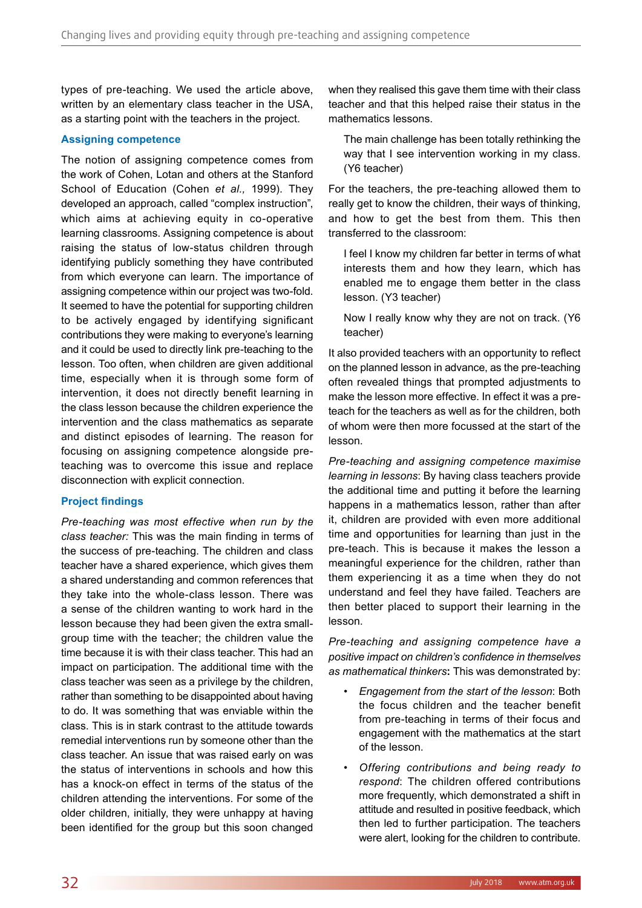types of pre-teaching. We used the article above, written by an elementary class teacher in the USA, as a starting point with the teachers in the project.

### Assigning competence

The notion of assigning competence comes from the work of Cohen, Lotan and others at the Stanford School of Education (Cohen *et al.,* 1999). They developed an approach, called "complex instruction", which aims at achieving equity in co-operative learning classrooms. Assigning competence is about raising the status of low-status children through identifying publicly something they have contributed from which everyone can learn. The importance of assigning competence within our project was two-fold. It seemed to have the potential for supporting children to be actively engaged by identifying significant contributions they were making to everyone's learning and it could be used to directly link pre-teaching to the lesson. Too often, when children are given additional time, especially when it is through some form of intervention, it does not directly benefit learning in the class lesson because the children experience the intervention and the class mathematics as separate and distinct episodes of learning. The reason for focusing on assigning competence alongside pre-teaching was to overcome this issue and replace disconnection with explicit connection.

### Project findings

*Pre-teaching was most effective when run by the class teacher:* This was the main finding in terms of the success of pre-teaching. The children and class teacher have a shared experience, which gives them a shared understanding and common references that they take into the whole-class lesson. There was a sense of the children wanting to work hard in the lesson because they had been given the extra small-group time with the teacher; the children value the time because it is with their class teacher. This had an impact on participation. The additional time with the class teacher was seen as a privilege by the children, rather than something to be disappointed about having to do. It was something that was enviable within the class. This is in stark contrast to the attitude towards remedial interventions run by someone other than the class teacher. An issue that was raised early on was the status of interventions in schools and how this has a knock-on effect in terms of the status of the children attending the interventions. For some of the older children, initially, they were unhappy at having been identified for the group but this soon changed when they realised this gave them time with their class teacher and that this helped raise their status in the mathematics lessons.

> The main challenge has been totally rethinking the way that I see intervention working in my class. (Y6 teacher)

For the teachers, the pre-teaching allowed them to really get to know the children, their ways of thinking, and how to get the best from them. This then transferred to the classroom:

> I feel I know my children far better in terms of what interests them and how they learn, which has enabled me to engage them better in the class lesson. (Y3 teacher)

> Now I really know why they are not on track. (Y6 teacher)

It also provided teachers with an opportunity to reflect on the planned lesson in advance, as the pre-teaching often revealed things that prompted adjustments to make the lesson more effective. In effect it was a pre-teach for the teachers as well as for the children, both of whom were then more focussed at the start of the lesson.

*Pre-teaching and assigning competence maximise learning in lessons*: By having class teachers provide the additional time and putting it before the learning happens in a mathematics lesson, rather than after it, children are provided with even more additional time and opportunities for learning than just in the pre-teach. This is because it makes the lesson a meaningful experience for the children, rather than them experiencing it as a time when they do not understand and feel they have failed. Teachers are then better placed to support their learning in the lesson.

*Pre-teaching and assigning competence have a positive impact on children's confidence in themselves as mathematical thinkers***:** This was demonstrated by:

- *Engagement from the start of the lesson*: Both the focus children and the teacher benefit from pre-teaching in terms of their focus and engagement with the mathematics at the start of the lesson.
- *Offering contributions and being ready to respond*: The children offered contributions more frequently, which demonstrated a shift in attitude and resulted in positive feedback, which then led to further participation. The teachers were alert, looking for the children to contribute.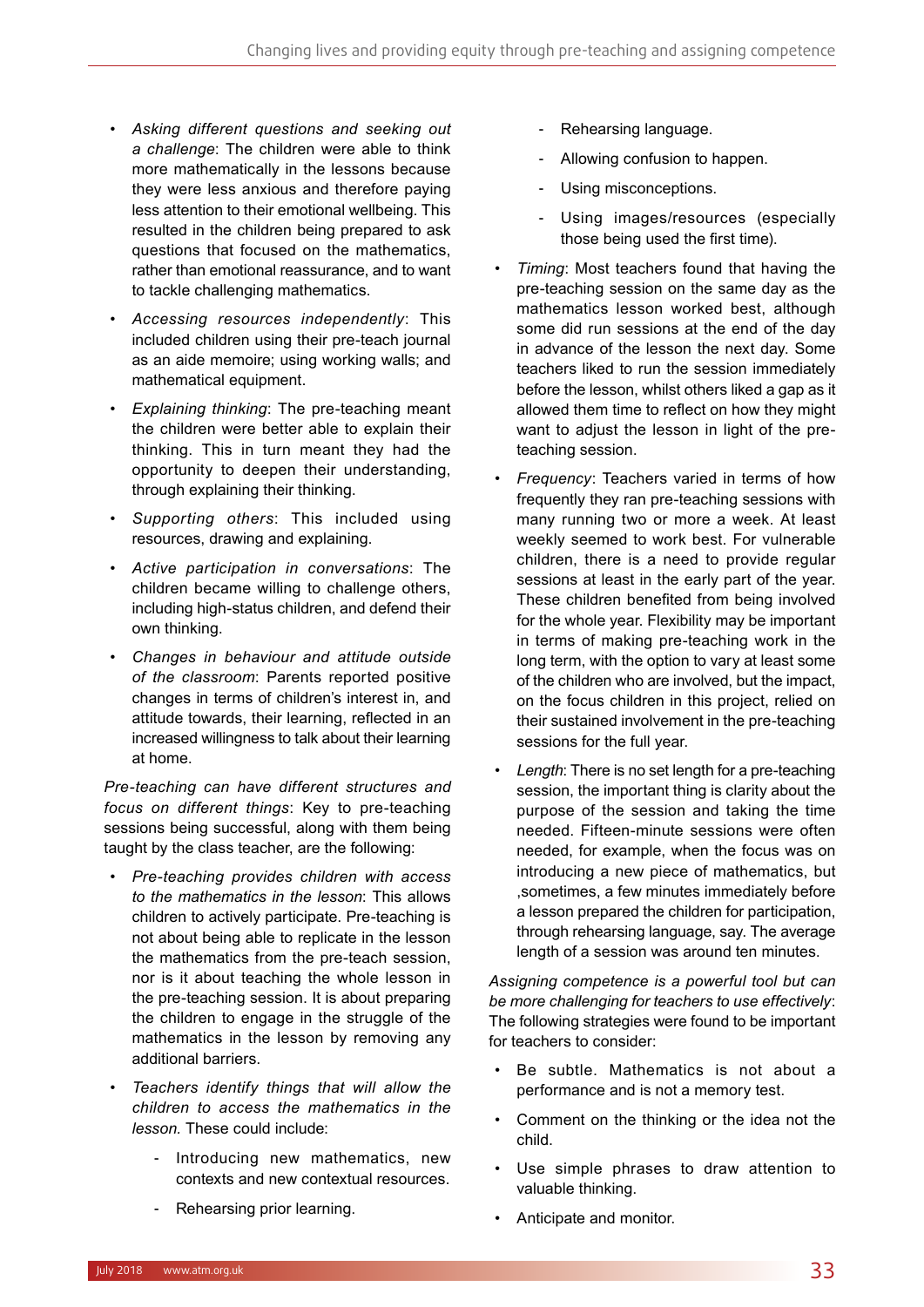- *Asking different questions and seeking out a challenge*: The children were able to think more mathematically in the lessons because they were less anxious and therefore paying less attention to their emotional wellbeing. This resulted in the children being prepared to ask questions that focused on the mathematics, rather than emotional reassurance, and to want to tackle challenging mathematics.
- *Accessing resources independently*: This included children using their pre-teach journal as an aide memoire; using working walls; and mathematical equipment.
- *Explaining thinking*: The pre-teaching meant the children were better able to explain their thinking. This in turn meant they had the opportunity to deepen their understanding, through explaining their thinking.
- *Supporting others*: This included using resources, drawing and explaining.
- *Active participation in conversations*: The children became willing to challenge others, including high-status children, and defend their own thinking.
- *Changes in behaviour and attitude outside of the classroom*: Parents reported positive changes in terms of children's interest in, and attitude towards, their learning, reflected in an increased willingness to talk about their learning at home.

*Pre-teaching can have different structures and focus on different things*: Key to pre-teaching sessions being successful, along with them being taught by the class teacher, are the following:

- *Pre-teaching provides children with access to the mathematics in the lesson*: This allows children to actively participate. Pre-teaching is not about being able to replicate in the lesson the mathematics from the pre-teach session, nor is it about teaching the whole lesson in the pre-teaching session. It is about preparing the children to engage in the struggle of the mathematics in the lesson by removing any additional barriers.
- *Teachers identify things that will allow the children to access the mathematics in the lesson.* These could include:
    - Introducing new mathematics, new contexts and new contextual resources.
    - Rehearsing prior learning.
    - Rehearsing language.
    - Allowing confusion to happen.
    - Using misconceptions.
    - Using images/resources (especially those being used the first time).
- *Timing*: Most teachers found that having the pre-teaching session on the same day as the mathematics lesson worked best, although some did run sessions at the end of the day in advance of the lesson the next day. Some teachers liked to run the session immediately before the lesson, whilst others liked a gap as it allowed them time to reflect on how they might want to adjust the lesson in light of the pre-teaching session.
- *Frequency*: Teachers varied in terms of how frequently they ran pre-teaching sessions with many running two or more a week. At least weekly seemed to work best. For vulnerable children, there is a need to provide regular sessions at least in the early part of the year. These children benefited from being involved for the whole year. Flexibility may be important in terms of making pre-teaching work in the long term, with the option to vary at least some of the children who are involved, but the impact, on the focus children in this project, relied on their sustained involvement in the pre-teaching sessions for the full year.
- *Length*: There is no set length for a pre-teaching session, the important thing is clarity about the purpose of the session and taking the time needed. Fifteen-minute sessions were often needed, for example, when the focus was on introducing a new piece of mathematics, but ,sometimes, a few minutes immediately before a lesson prepared the children for participation, through rehearsing language, say. The average length of a session was around ten minutes.

*Assigning competence is a powerful tool but can be more challenging for teachers to use effectively*: The following strategies were found to be important for teachers to consider:

- Be subtle. Mathematics is not about a performance and is not a memory test.
- Comment on the thinking or the idea not the child.
- Use simple phrases to draw attention to valuable thinking.
- Anticipate and monitor.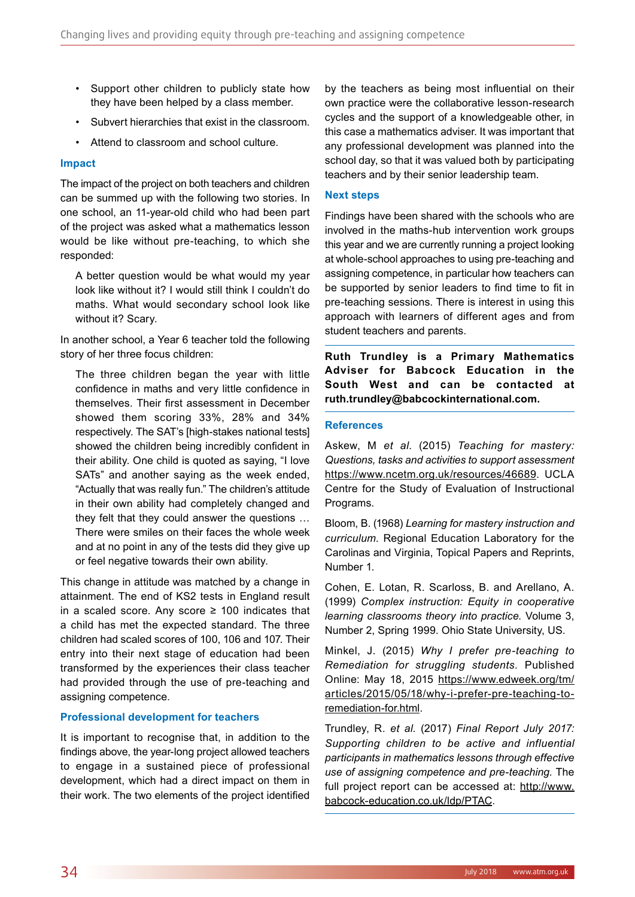- Support other children to publicly state how they have been helped by a class member.
- Subvert hierarchies that exist in the classroom.
- Attend to classroom and school culture.

## Impact

The impact of the project on both teachers and children can be summed up with the following two stories. In one school, an 11-year-old child who had been part of the project was asked what a mathematics lesson would be like without pre-teaching, to which she responded:

> A better question would be what would my year look like without it? I would still think I couldn't do maths. What would secondary school look like without it? Scary.

In another school, a Year 6 teacher told the following story of her three focus children:

> The three children began the year with little confidence in maths and very little confidence in themselves. Their first assessment in December showed them scoring 33%, 28% and 34% respectively. The SAT's [high-stakes national tests] showed the children being incredibly confident in their ability. One child is quoted as saying, "I love SATs" and another saying as the week ended, "Actually that was really fun." The children's attitude in their own ability had completely changed and they felt that they could answer the questions … There were smiles on their faces the whole week and at no point in any of the tests did they give up or feel negative towards their own ability.

This change in attitude was matched by a change in attainment. The end of KS2 tests in England result in a scaled score. Any score ≥ 100 indicates that a child has met the expected standard. The three children had scaled scores of 100, 106 and 107. Their entry into their next stage of education had been transformed by the experiences their class teacher had provided through the use of pre-teaching and assigning competence.

## Professional development for teachers

It is important to recognise that, in addition to the findings above, the year-long project allowed teachers to engage in a sustained piece of professional development, which had a direct impact on them in their work. The two elements of the project identified by the teachers as being most influential on their own practice were the collaborative lesson-research cycles and the support of a knowledgeable other, in this case a mathematics adviser. It was important that any professional development was planned into the school day, so that it was valued both by participating teachers and by their senior leadership team.

## Next steps

Findings have been shared with the schools who are involved in the maths-hub intervention work groups this year and we are currently running a project looking at whole-school approaches to using pre-teaching and assigning competence, in particular how teachers can be supported by senior leaders to find time to fit in pre-teaching sessions. There is interest in using this approach with learners of different ages and from student teachers and parents.

**Ruth Trundley is a Primary Mathematics Adviser for Babcock Education in the South West and can be contacted at ruth.trundley@babcockinternational.com.**

## References

Askew, M *et al.* (2015) *Teaching for mastery: Questions, tasks and activities to support assessment* https://www.ncetm.org.uk/resources/46689. UCLA Centre for the Study of Evaluation of Instructional Programs.

Bloom, B. (1968) *Learning for mastery instruction and curriculum.* Regional Education Laboratory for the Carolinas and Virginia, Topical Papers and Reprints, Number 1.

Cohen, E. Lotan, R. Scarloss, B. and Arellano, A. (1999) *Complex instruction: Equity in cooperative learning classrooms theory into practice.* Volume 3, Number 2, Spring 1999. Ohio State University, US.

Minkel, J. (2015) *Why I prefer pre-teaching to Remediation for struggling students.* Published Online: May 18, 2015 https://www.edweek.org/tm/articles/2015/05/18/why-i-prefer-pre-teaching-to-remediation-for.html.

Trundley, R. *et al.* (2017) *Final Report July 2017: Supporting children to be active and influential participants in mathematics lessons through effective use of assigning competence and pre-teaching.* The full project report can be accessed at: http://www.babcock-education.co.uk/ldp/PTAC.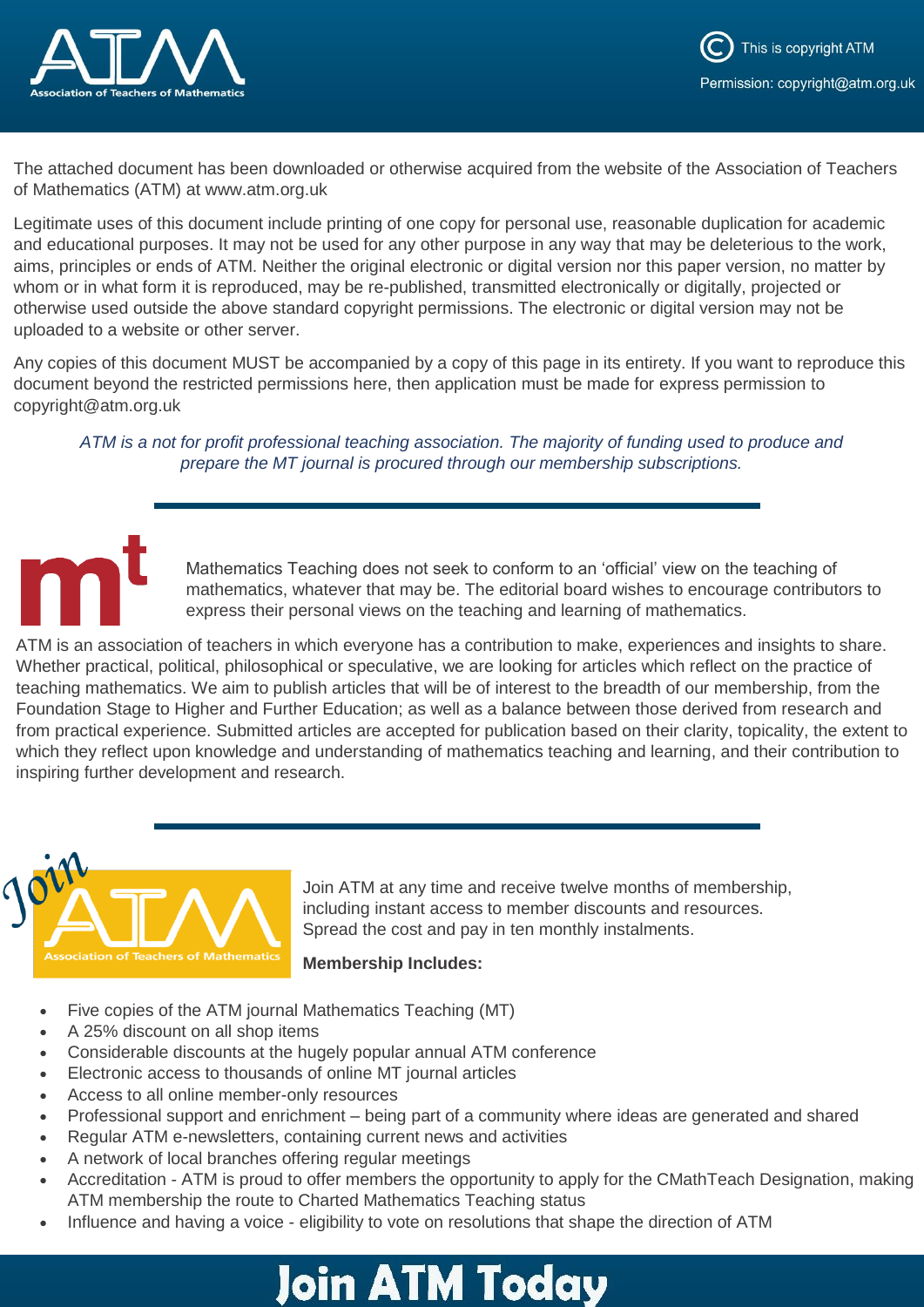This is copyright ATM

Permission: copyright@atm.org.uk

The attached document has been downloaded or otherwise acquired from the website of the Association of Teachers of Mathematics (ATM) at www.atm.org.uk

Legitimate uses of this document include printing of one copy for personal use, reasonable duplication for academic and educational purposes. It may not be used for any other purpose in any way that may be deleterious to the work, aims, principles or ends of ATM. Neither the original electronic or digital version nor this paper version, no matter by whom or in what form it is reproduced, may be re-published, transmitted electronically or digitally, projected or otherwise used outside the above standard copyright permissions. The electronic or digital version may not be uploaded to a website or other server.

Any copies of this document MUST be accompanied by a copy of this page in its entirety. If you want to reproduce this document beyond the restricted permissions here, then application must be made for express permission to copyright@atm.org.uk

*ATM is a not for profit professional teaching association. The majority of funding used to produce and prepare the MT journal is procured through our membership subscriptions.*

---

Mathematics Teaching does not seek to conform to an 'official' view on the teaching of mathematics, whatever that may be. The editorial board wishes to encourage contributors to express their personal views on the teaching and learning of mathematics.

ATM is an association of teachers in which everyone has a contribution to make, experiences and insights to share. Whether practical, political, philosophical or speculative, we are looking for articles which reflect on the practice of teaching mathematics. We aim to publish articles that will be of interest to the breadth of our membership, from the Foundation Stage to Higher and Further Education; as well as a balance between those derived from research and from practical experience. Submitted articles are accepted for publication based on their clarity, topicality, the extent to which they reflect upon knowledge and understanding of mathematics teaching and learning, and their contribution to inspiring further development and research.

---

Join ATM at any time and receive twelve months of membership, including instant access to member discounts and resources. Spread the cost and pay in ten monthly instalments.

**Membership Includes:**

- Five copies of the ATM journal Mathematics Teaching (MT)
- A 25% discount on all shop items
- Considerable discounts at the hugely popular annual ATM conference
- Electronic access to thousands of online MT journal articles
- Access to all online member-only resources
- Professional support and enrichment – being part of a community where ideas are generated and shared
- Regular ATM e-newsletters, containing current news and activities
- A network of local branches offering regular meetings
- Accreditation - ATM is proud to offer members the opportunity to apply for the CMathTeach Designation, making ATM membership the route to Charted Mathematics Teaching status
- Influence and having a voice - eligibility to vote on resolutions that shape the direction of ATM

# Join ATM Today